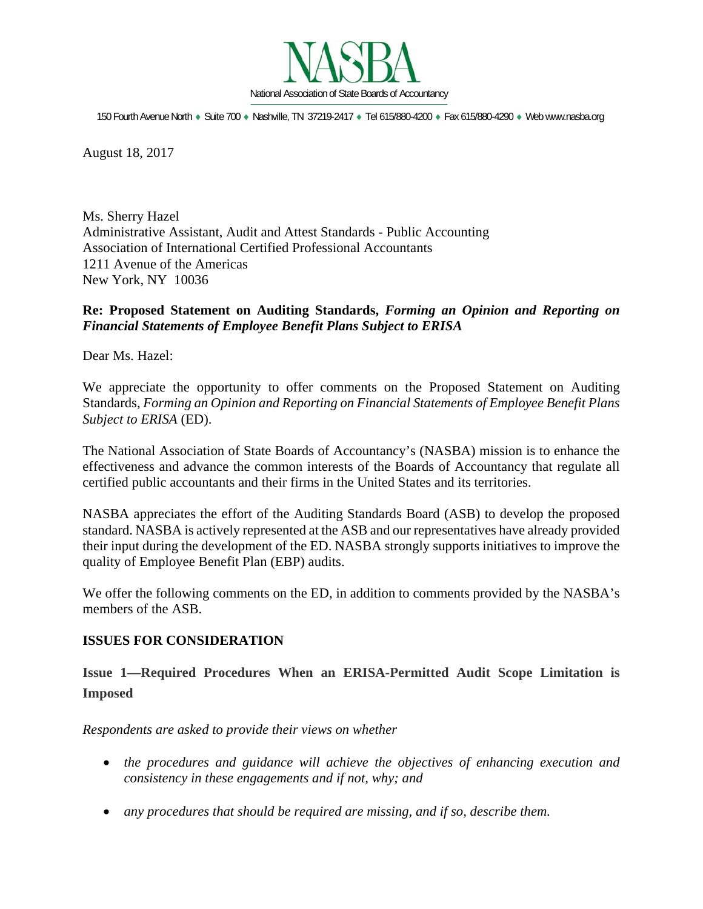# NASBA

National Association of State Boards of Accountancy

150 Fourth Avenue North ♦ Suite 700 ♦ Nashville, TN 37219-2417 ♦ Tel 615/880-4200 ♦ Fax 615/880-4290 ♦ Web www.nasba.org

August 18, 2017

Ms. Sherry Hazel
Administrative Assistant, Audit and Attest Standards - Public Accounting
Association of International Certified Professional Accountants
1211 Avenue of the Americas
New York, NY 10036

**Re: Proposed Statement on Auditing Standards, *Forming an Opinion and Reporting on Financial Statements of Employee Benefit Plans Subject to ERISA***

Dear Ms. Hazel:

We appreciate the opportunity to offer comments on the Proposed Statement on Auditing Standards, *Forming an Opinion and Reporting on Financial Statements of Employee Benefit Plans Subject to ERISA* (ED).

The National Association of State Boards of Accountancy's (NASBA) mission is to enhance the effectiveness and advance the common interests of the Boards of Accountancy that regulate all certified public accountants and their firms in the United States and its territories.

NASBA appreciates the effort of the Auditing Standards Board (ASB) to develop the proposed standard. NASBA is actively represented at the ASB and our representatives have already provided their input during the development of the ED. NASBA strongly supports initiatives to improve the quality of Employee Benefit Plan (EBP) audits.

We offer the following comments on the ED, in addition to comments provided by the NASBA's members of the ASB.

## ISSUES FOR CONSIDERATION

### Issue 1—Required Procedures When an ERISA-Permitted Audit Scope Limitation is Imposed

*Respondents are asked to provide their views on whether*

- *the procedures and guidance will achieve the objectives of enhancing execution and consistency in these engagements and if not, why; and*
- *any procedures that should be required are missing, and if so, describe them.*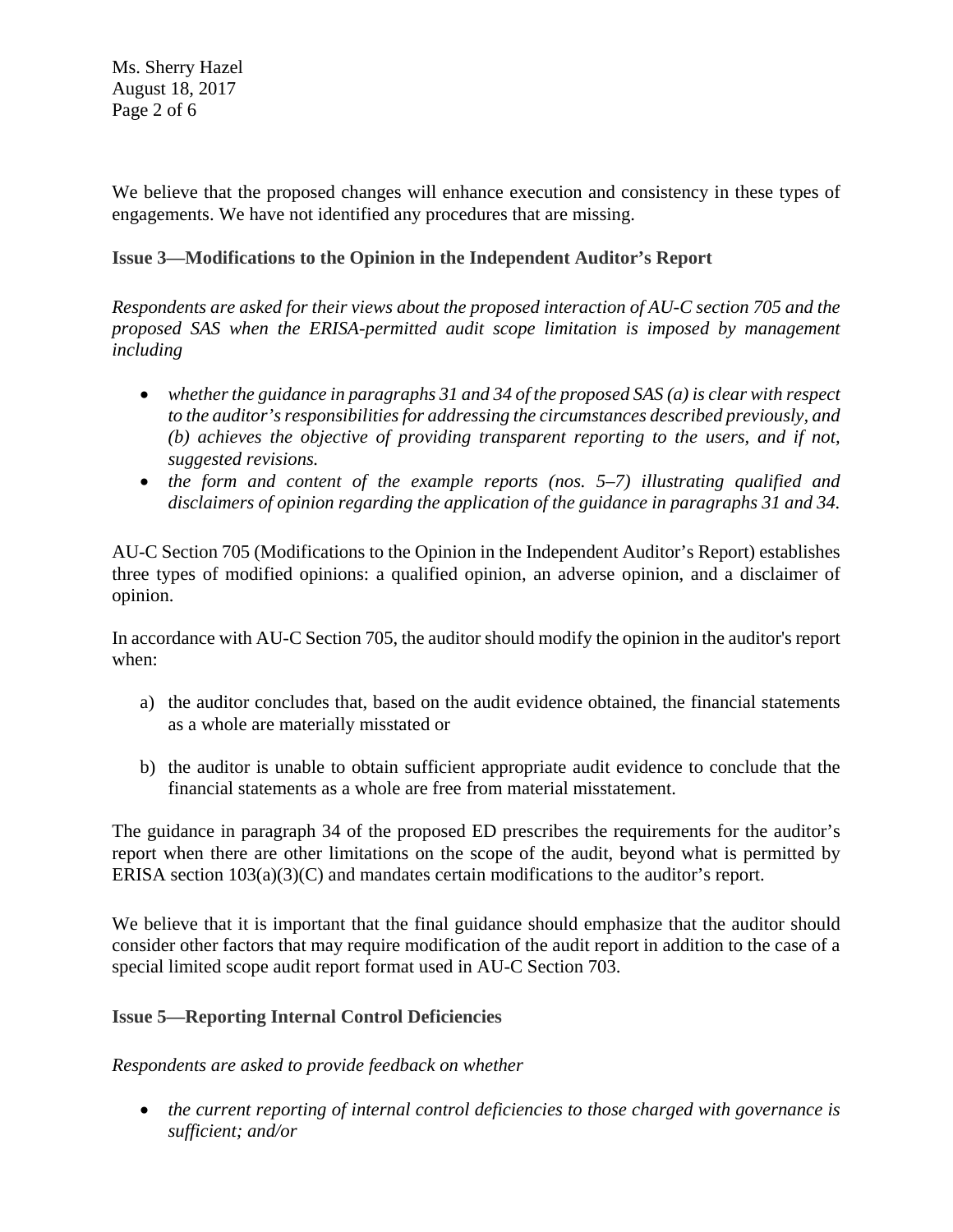We believe that the proposed changes will enhance execution and consistency in these types of engagements. We have not identified any procedures that are missing.

**Issue 3—Modifications to the Opinion in the Independent Auditor's Report**

*Respondents are asked for their views about the proposed interaction of AU-C section 705 and the proposed SAS when the ERISA-permitted audit scope limitation is imposed by management including*

- *whether the guidance in paragraphs 31 and 34 of the proposed SAS (a) is clear with respect to the auditor's responsibilities for addressing the circumstances described previously, and (b) achieves the objective of providing transparent reporting to the users, and if not, suggested revisions.*
- *the form and content of the example reports (nos. 5–7) illustrating qualified and disclaimers of opinion regarding the application of the guidance in paragraphs 31 and 34.*

AU-C Section 705 (Modifications to the Opinion in the Independent Auditor's Report) establishes three types of modified opinions: a qualified opinion, an adverse opinion, and a disclaimer of opinion.

In accordance with AU-C Section 705, the auditor should modify the opinion in the auditor's report when:

a) the auditor concludes that, based on the audit evidence obtained, the financial statements as a whole are materially misstated or

b) the auditor is unable to obtain sufficient appropriate audit evidence to conclude that the financial statements as a whole are free from material misstatement.

The guidance in paragraph 34 of the proposed ED prescribes the requirements for the auditor's report when there are other limitations on the scope of the audit, beyond what is permitted by ERISA section 103(a)(3)(C) and mandates certain modifications to the auditor's report.

We believe that it is important that the final guidance should emphasize that the auditor should consider other factors that may require modification of the audit report in addition to the case of a special limited scope audit report format used in AU-C Section 703.

**Issue 5—Reporting Internal Control Deficiencies**

*Respondents are asked to provide feedback on whether*

- *the current reporting of internal control deficiencies to those charged with governance is sufficient; and/or*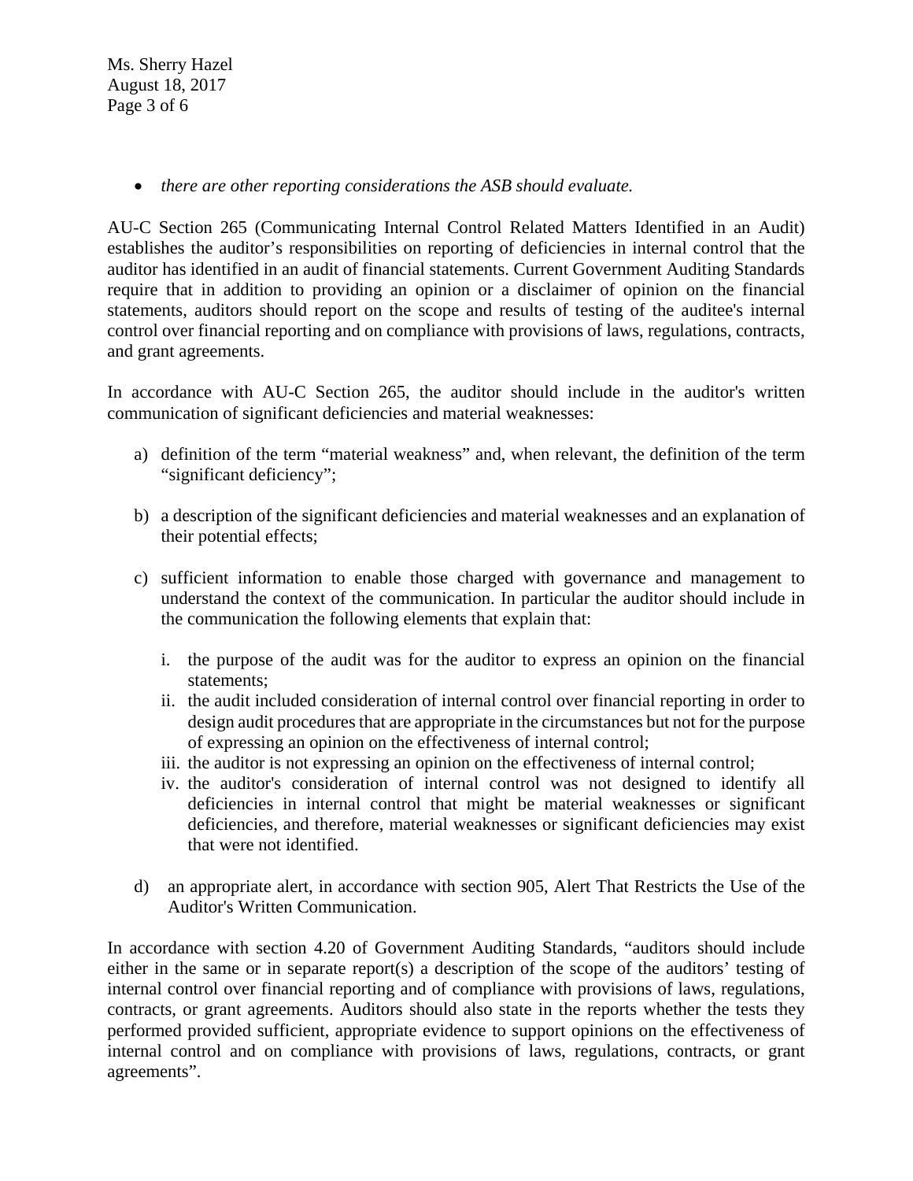- *there are other reporting considerations the ASB should evaluate.*

AU-C Section 265 (Communicating Internal Control Related Matters Identified in an Audit) establishes the auditor's responsibilities on reporting of deficiencies in internal control that the auditor has identified in an audit of financial statements. Current Government Auditing Standards require that in addition to providing an opinion or a disclaimer of opinion on the financial statements, auditors should report on the scope and results of testing of the auditee's internal control over financial reporting and on compliance with provisions of laws, regulations, contracts, and grant agreements.

In accordance with AU-C Section 265, the auditor should include in the auditor's written communication of significant deficiencies and material weaknesses:

a) definition of the term "material weakness" and, when relevant, the definition of the term "significant deficiency";

b) a description of the significant deficiencies and material weaknesses and an explanation of their potential effects;

c) sufficient information to enable those charged with governance and management to understand the context of the communication. In particular the auditor should include in the communication the following elements that explain that:

   i. the purpose of the audit was for the auditor to express an opinion on the financial statements;
   ii. the audit included consideration of internal control over financial reporting in order to design audit procedures that are appropriate in the circumstances but not for the purpose of expressing an opinion on the effectiveness of internal control;
   iii. the auditor is not expressing an opinion on the effectiveness of internal control;
   iv. the auditor's consideration of internal control was not designed to identify all deficiencies in internal control that might be material weaknesses or significant deficiencies, and therefore, material weaknesses or significant deficiencies may exist that were not identified.

d) an appropriate alert, in accordance with section 905, Alert That Restricts the Use of the Auditor's Written Communication.

In accordance with section 4.20 of Government Auditing Standards, "auditors should include either in the same or in separate report(s) a description of the scope of the auditors' testing of internal control over financial reporting and of compliance with provisions of laws, regulations, contracts, or grant agreements. Auditors should also state in the reports whether the tests they performed provided sufficient, appropriate evidence to support opinions on the effectiveness of internal control and on compliance with provisions of laws, regulations, contracts, or grant agreements".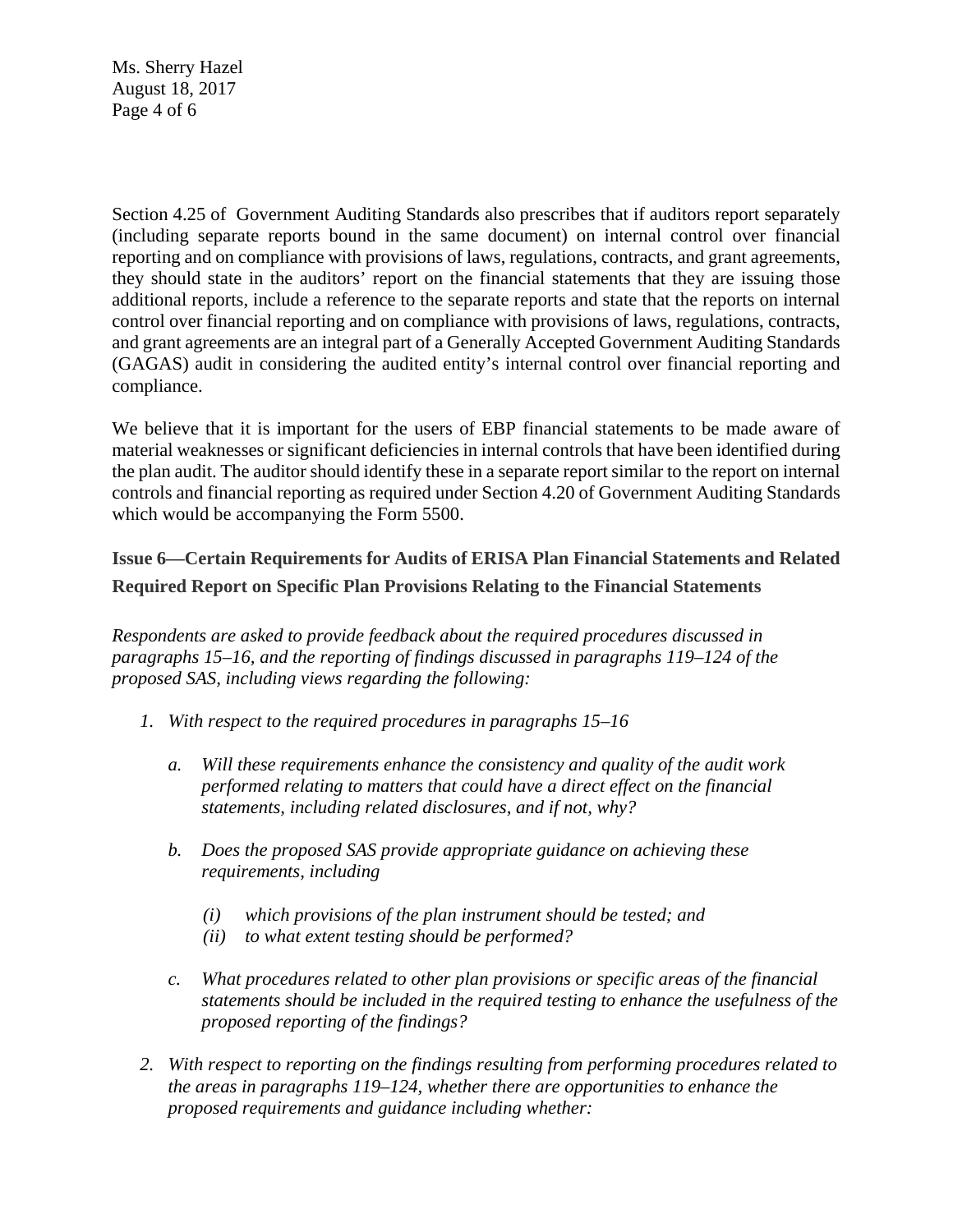Section 4.25 of Government Auditing Standards also prescribes that if auditors report separately (including separate reports bound in the same document) on internal control over financial reporting and on compliance with provisions of laws, regulations, contracts, and grant agreements, they should state in the auditors' report on the financial statements that they are issuing those additional reports, include a reference to the separate reports and state that the reports on internal control over financial reporting and on compliance with provisions of laws, regulations, contracts, and grant agreements are an integral part of a Generally Accepted Government Auditing Standards (GAGAS) audit in considering the audited entity's internal control over financial reporting and compliance.

We believe that it is important for the users of EBP financial statements to be made aware of material weaknesses or significant deficiencies in internal controls that have been identified during the plan audit. The auditor should identify these in a separate report similar to the report on internal controls and financial reporting as required under Section 4.20 of Government Auditing Standards which would be accompanying the Form 5500.

### Issue 6—Certain Requirements for Audits of ERISA Plan Financial Statements and Related Required Report on Specific Plan Provisions Relating to the Financial Statements

*Respondents are asked to provide feedback about the required procedures discussed in paragraphs 15–16, and the reporting of findings discussed in paragraphs 119–124 of the proposed SAS, including views regarding the following:*

1. *With respect to the required procedures in paragraphs 15–16*

   a. *Will these requirements enhance the consistency and quality of the audit work performed relating to matters that could have a direct effect on the financial statements, including related disclosures, and if not, why?*

   b. *Does the proposed SAS provide appropriate guidance on achieving these requirements, including*

      (i) *which provisions of the plan instrument should be tested; and*
      (ii) *to what extent testing should be performed?*

   c. *What procedures related to other plan provisions or specific areas of the financial statements should be included in the required testing to enhance the usefulness of the proposed reporting of the findings?*

2. *With respect to reporting on the findings resulting from performing procedures related to the areas in paragraphs 119–124, whether there are opportunities to enhance the proposed requirements and guidance including whether:*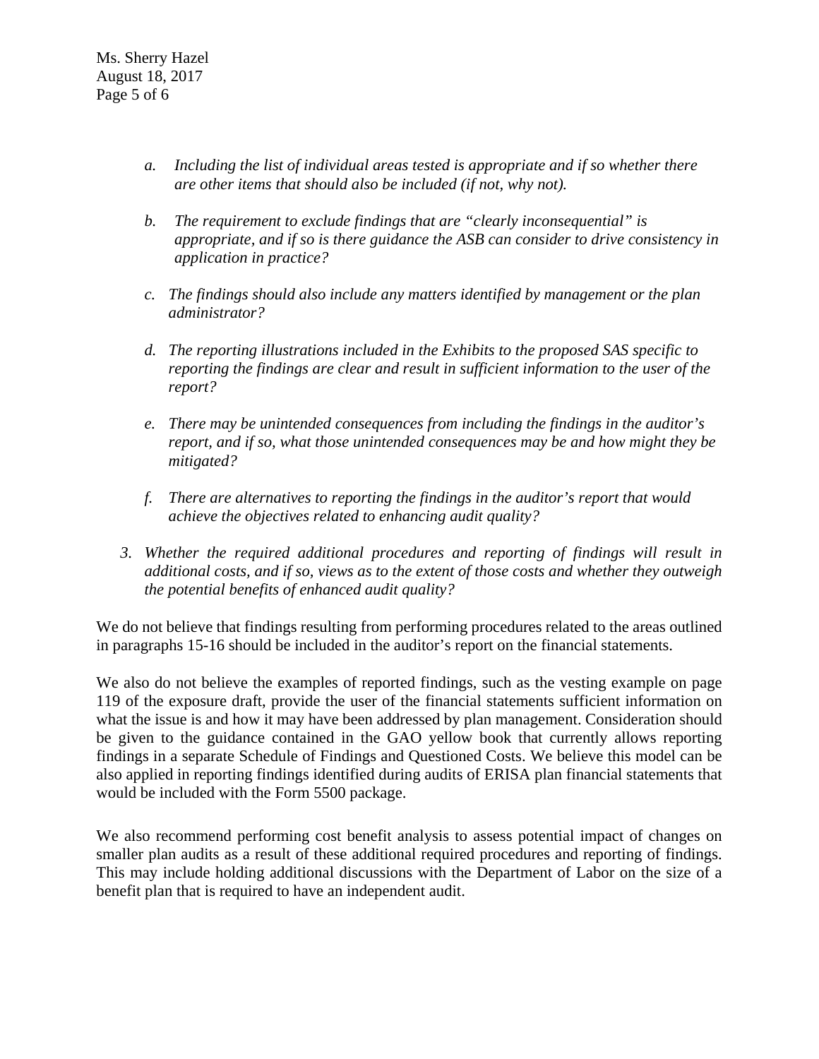*a. Including the list of individual areas tested is appropriate and if so whether there are other items that should also be included (if not, why not).*

*b. The requirement to exclude findings that are "clearly inconsequential" is appropriate, and if so is there guidance the ASB can consider to drive consistency in application in practice?*

*c. The findings should also include any matters identified by management or the plan administrator?*

*d. The reporting illustrations included in the Exhibits to the proposed SAS specific to reporting the findings are clear and result in sufficient information to the user of the report?*

*e. There may be unintended consequences from including the findings in the auditor's report, and if so, what those unintended consequences may be and how might they be mitigated?*

*f. There are alternatives to reporting the findings in the auditor's report that would achieve the objectives related to enhancing audit quality?*

*3. Whether the required additional procedures and reporting of findings will result in additional costs, and if so, views as to the extent of those costs and whether they outweigh the potential benefits of enhanced audit quality?*

We do not believe that findings resulting from performing procedures related to the areas outlined in paragraphs 15-16 should be included in the auditor's report on the financial statements.

We also do not believe the examples of reported findings, such as the vesting example on page 119 of the exposure draft, provide the user of the financial statements sufficient information on what the issue is and how it may have been addressed by plan management. Consideration should be given to the guidance contained in the GAO yellow book that currently allows reporting findings in a separate Schedule of Findings and Questioned Costs. We believe this model can be also applied in reporting findings identified during audits of ERISA plan financial statements that would be included with the Form 5500 package.

We also recommend performing cost benefit analysis to assess potential impact of changes on smaller plan audits as a result of these additional required procedures and reporting of findings. This may include holding additional discussions with the Department of Labor on the size of a benefit plan that is required to have an independent audit.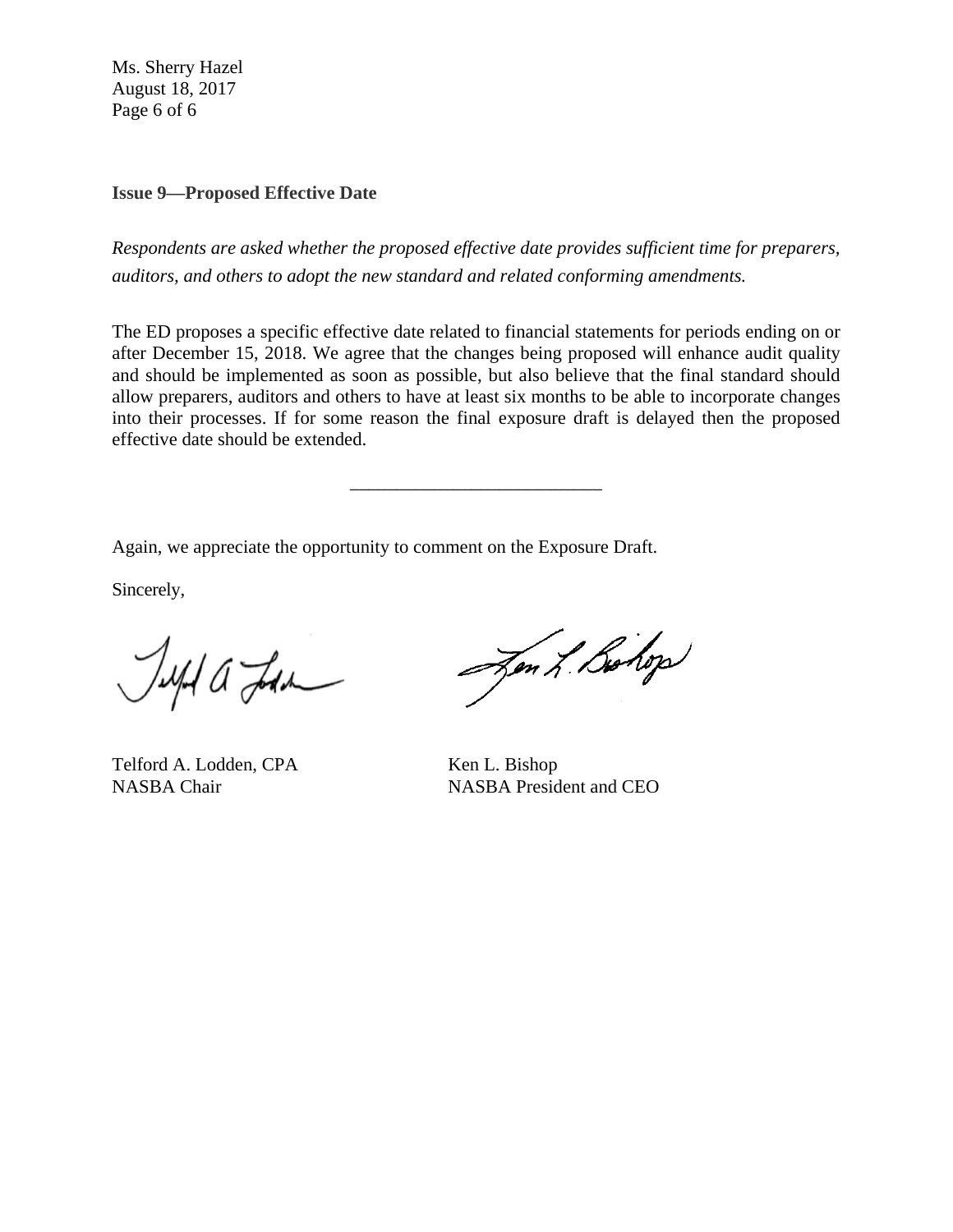**Issue 9—Proposed Effective Date**

*Respondents are asked whether the proposed effective date provides sufficient time for preparers, auditors, and others to adopt the new standard and related conforming amendments.*

The ED proposes a specific effective date related to financial statements for periods ending on or after December 15, 2018. We agree that the changes being proposed will enhance audit quality and should be implemented as soon as possible, but also believe that the final standard should allow preparers, auditors and others to have at least six months to be able to incorporate changes into their processes. If for some reason the final exposure draft is delayed then the proposed effective date should be extended.

---

Again, we appreciate the opportunity to comment on the Exposure Draft.

Sincerely,

Telford A. Lodden, CPA
NASBA Chair

Ken L. Bishop
NASBA President and CEO